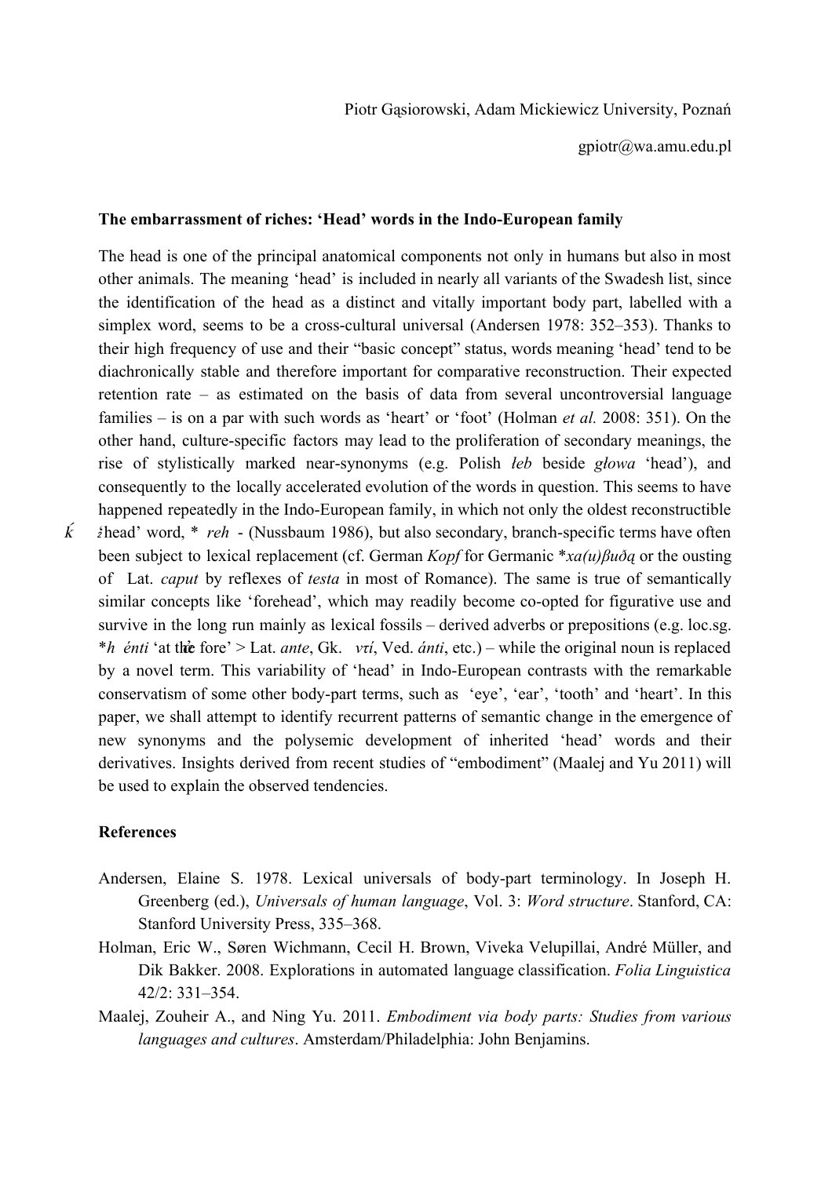Piotr Gąsiorowski, Adam Mickiewicz University, Poznań

gpiotr@wa.amu.edu.pl

**The embarrassment of riches: 'Head' words in the Indo-European family**

The head is one of the principal anatomical components not only in humans but also in most other animals. The meaning 'head' is included in nearly all variants of the Swadesh list, since the identification of the head as a distinct and vitally important body part, labelled with a simplex word, seems to be a cross-cultural universal (Andersen 1978: 352–353). Thanks to their high frequency of use and their "basic concept" status, words meaning 'head' tend to be diachronically stable and therefore important for comparative reconstruction. Their expected retention rate – as estimated on the basis of data from several uncontroversial language families – is on a par with such words as 'heart' or 'foot' (Holman *et al.* 2008: 351). On the other hand, culture-specific factors may lead to the proliferation of secondary meanings, the rise of stylistically marked near-synonyms (e.g. Polish *łeb* beside *głowa* 'head'), and consequently to the locally accelerated evolution of the words in question. This seems to have happened repeatedly in the Indo-European family, in which not only the oldest reconstructible 'head' word, *ḱreh₂- (Nussbaum 1986), but also secondary, branch-specific terms have often been subject to lexical replacement (cf. German *Kopf* for Germanic *\*xa(u)βuðą* or the ousting of Lat. *caput* by reflexes of *testa* in most of Romance). The same is true of semantically similar concepts like 'forehead', which may readily become co-opted for figurative use and survive in the long run mainly as lexical fossils – derived adverbs or prepositions (e.g. loc.sg. *h₂énti 'at the fore' > Lat. *ante*, Gk. *ἀντί*, Ved. *ánti*, etc.) – while the original noun is replaced by a novel term. This variability of 'head' in Indo-European contrasts with the remarkable conservatism of some other body-part terms, such as 'eye', 'ear', 'tooth' and 'heart'. In this paper, we shall attempt to identify recurrent patterns of semantic change in the emergence of new synonyms and the polysemic development of inherited 'head' words and their derivatives. Insights derived from recent studies of "embodiment" (Maalej and Yu 2011) will be used to explain the observed tendencies.

**References**

Andersen, Elaine S. 1978. Lexical universals of body-part terminology. In Joseph H. Greenberg (ed.), *Universals of human language*, Vol. 3: *Word structure*. Stanford, CA: Stanford University Press, 335–368.

Holman, Eric W., Søren Wichmann, Cecil H. Brown, Viveka Velupillai, André Müller, and Dik Bakker. 2008. Explorations in automated language classification. *Folia Linguistica* 42/2: 331–354.

Maalej, Zouheir A., and Ning Yu. 2011. *Embodiment via body parts: Studies from various languages and cultures*. Amsterdam/Philadelphia: John Benjamins.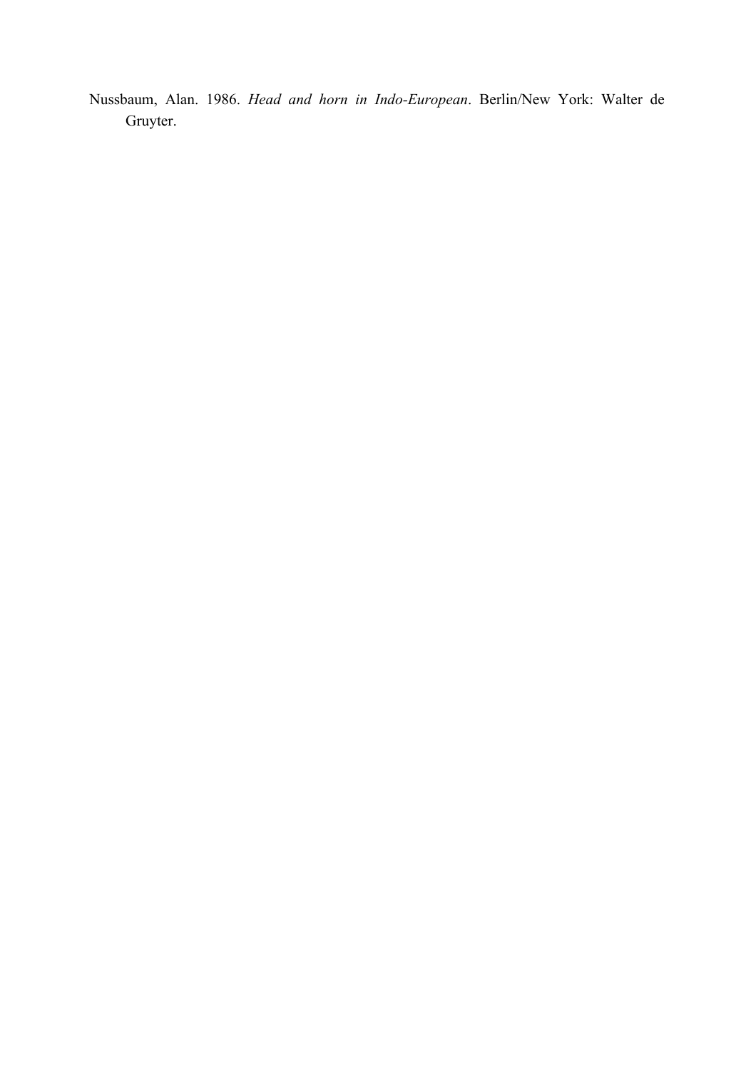Nussbaum, Alan. 1986. *Head and horn in Indo-European*. Berlin/New York: Walter de Gruyter.